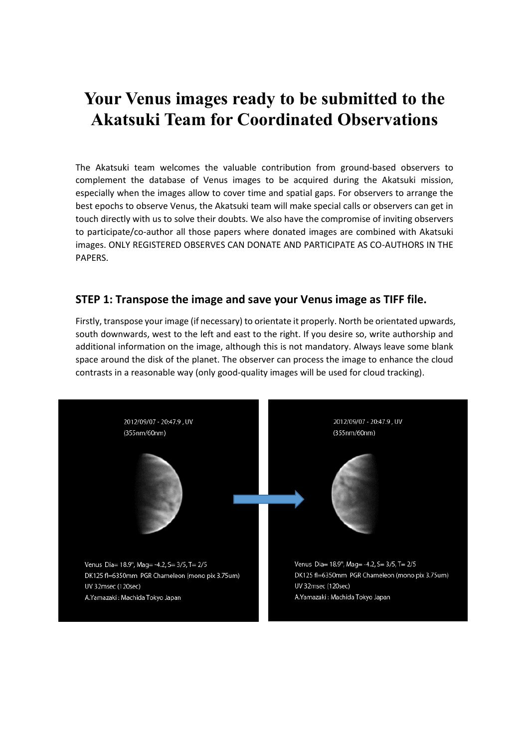# Your Venus images ready to be submitted to the Akatsuki Team for Coordinated Observations

The Akatsuki team welcomes the valuable contribution from ground-based observers to complement the database of Venus images to be acquired during the Akatsuki mission, especially when the images allow to cover time and spatial gaps. For observers to arrange the best epochs to observe Venus, the Akatsuki team will make special calls or observers can get in touch directly with us to solve their doubts. We also have the compromise of inviting observers to participate/co-author all those papers where donated images are combined with Akatsuki images. ONLY REGISTERED OBSERVES CAN DONATE AND PARTICIPATE AS CO-AUTHORS IN THE PAPERS.

## STEP 1: Transpose the image and save your Venus image as TIFF file.

Firstly, transpose your image (if necessary) to orientate it properly. North be orientated upwards, south downwards, west to the left and east to the right. If you desire so, write authorship and additional information on the image, although this is not mandatory. Always leave some blank space around the disk of the planet. The observer can process the image to enhance the cloud contrasts in a reasonable way (only good-quality images will be used for cloud tracking).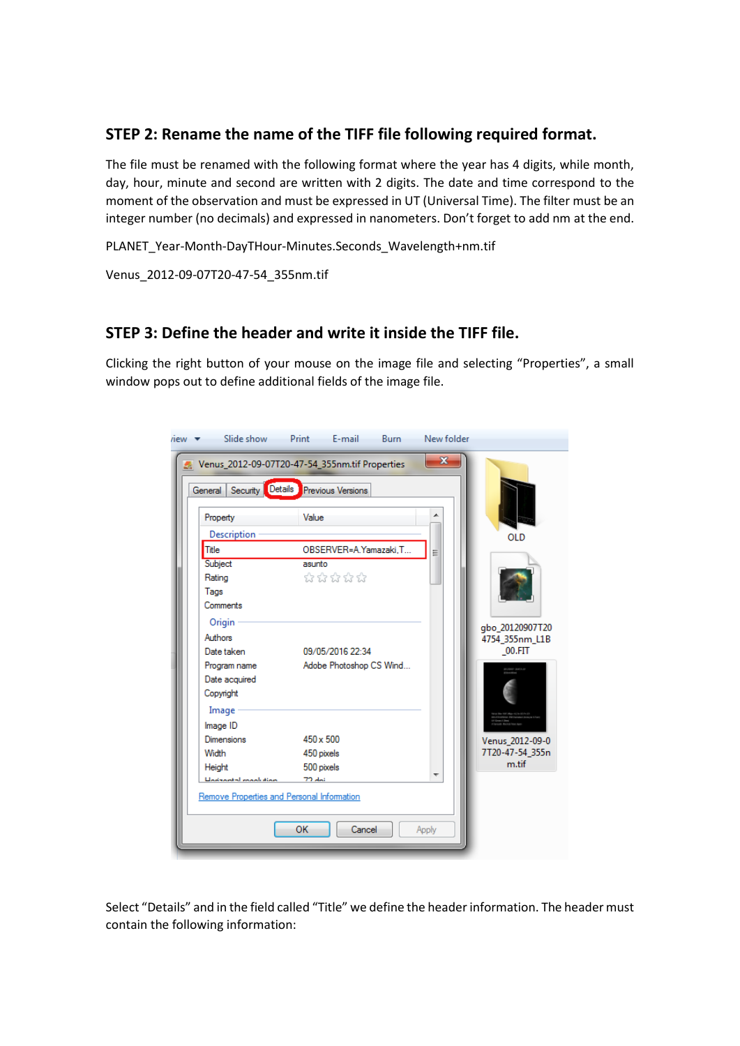## STEP 2: Rename the name of the TIFF file following required format.

The file must be renamed with the following format where the year has 4 digits, while month, day, hour, minute and second are written with 2 digits. The date and time correspond to the moment of the observation and must be expressed in UT (Universal Time). The filter must be an integer number (no decimals) and expressed in nanometers. Don't forget to add nm at the end.

PLANET_Year-Month-DayTHour-Minutes.Seconds_Wavelength+nm.tif

Venus_2012-09-07T20-47-54_355nm.tif

## STEP 3: Define the header and write it inside the TIFF file.

Clicking the right button of your mouse on the image file and selecting "Properties", a small window pops out to define additional fields of the image file.

Select "Details" and in the field called "Title" we define the header information. The header must contain the following information: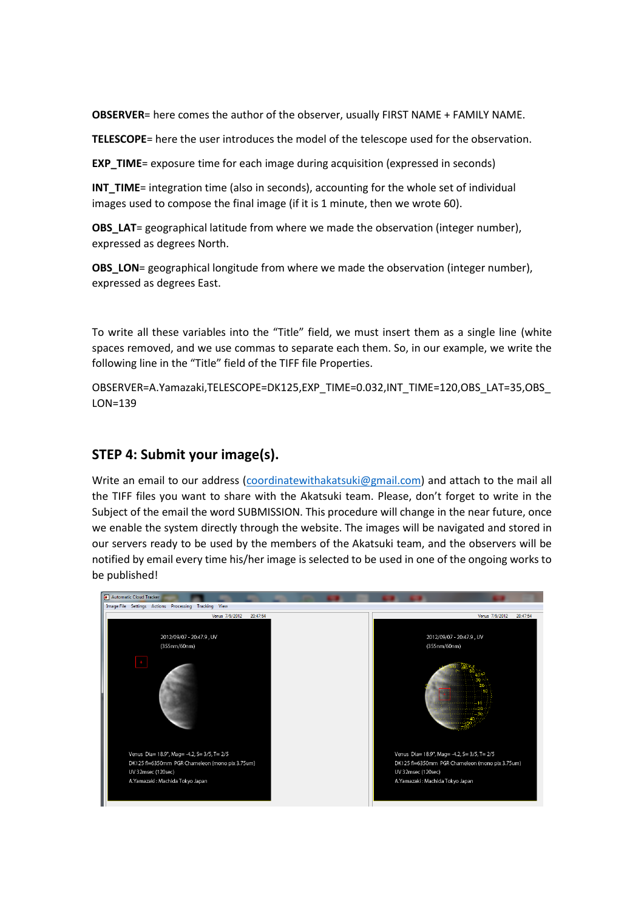**OBSERVER**= here comes the author of the observer, usually FIRST NAME + FAMILY NAME.

**TELESCOPE**= here the user introduces the model of the telescope used for the observation.

**EXP_TIME**= exposure time for each image during acquisition (expressed in seconds)

**INT_TIME**= integration time (also in seconds), accounting for the whole set of individual images used to compose the final image (if it is 1 minute, then we wrote 60).

**OBS_LAT**= geographical latitude from where we made the observation (integer number), expressed as degrees North.

**OBS_LON**= geographical longitude from where we made the observation (integer number), expressed as degrees East.

To write all these variables into the "Title" field, we must insert them as a single line (white spaces removed, and we use commas to separate each them. So, in our example, we write the following line in the "Title" field of the TIFF file Properties.

OBSERVER=A.Yamazaki,TELESCOPE=DK125,EXP_TIME=0.032,INT_TIME=120,OBS_LAT=35,OBS_LON=139

## STEP 4: Submit your image(s).

Write an email to our address (coordinatewithakatsuki@gmail.com) and attach to the mail all the TIFF files you want to share with the Akatsuki team. Please, don't forget to write in the Subject of the email the word SUBMISSION. This procedure will change in the near future, once we enable the system directly through the website. The images will be navigated and stored in our servers ready to be used by the members of the Akatsuki team, and the observers will be notified by email every time his/her image is selected to be used in one of the ongoing works to be published!